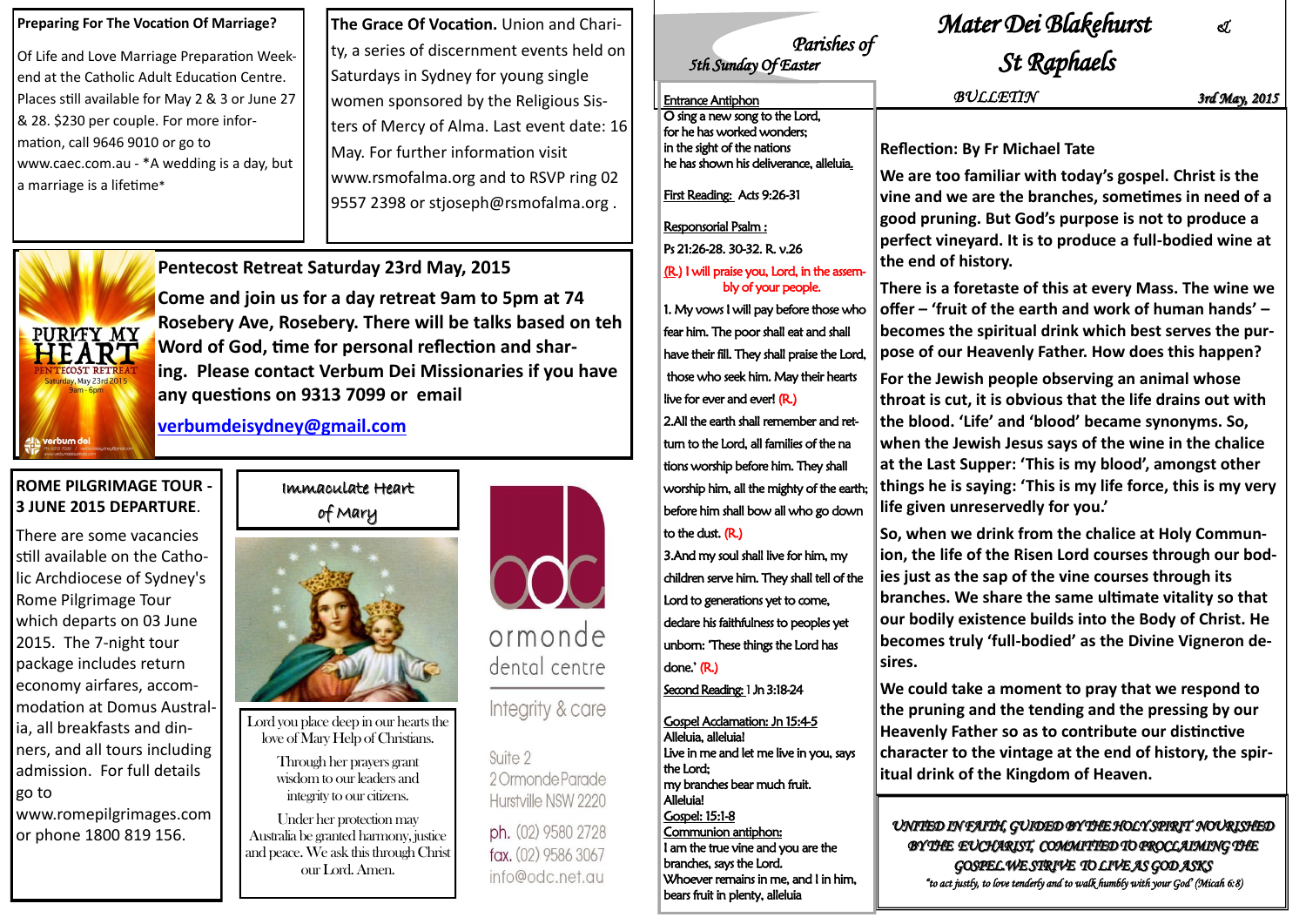# Mater Dei Blakehurst & St Raphaels

*Parishes of*

*5th Sunday Of Easter*

BULLETIN — *3rd May, 2015*

### Reflection: By Fr Michael Tate

**We are too familiar with today's gospel. Christ is the vine and we are the branches, sometimes in need of a good pruning. But God's purpose is not to produce a perfect vineyard. It is to produce a full-bodied wine at the end of history.**

**There is a foretaste of this at every Mass. The wine we offer – 'fruit of the earth and work of human hands' – becomes the spiritual drink which best serves the purpose of our Heavenly Father. How does this happen?**

**For the Jewish people observing an animal whose throat is cut, it is obvious that the life drains out with the blood. 'Life' and 'blood' became synonyms. So, when the Jewish Jesus says of the wine in the chalice at the Last Supper: 'This is my blood', amongst other things he is saying: 'This is my life force, this is my very life given unreservedly for you.'**

**So, when we drink from the chalice at Holy Communion, the life of the Risen Lord courses through our bodies just as the sap of the vine courses through its branches. We share the same ultimate vitality so that our bodily existence builds into the Body of Christ. He becomes truly 'full-bodied' as the Divine Vigneron desires.**

**We could take a moment to pray that we respond to the pruning and the tending and the pressing by our Heavenly Father so as to contribute our distinctive character to the vintage at the end of history, the spiritual drink of the Kingdom of Heaven.**

*UNITED IN FAITH, GUIDED BY THE HOLY SPIRIT NOURISHED BY THE EUCHARIST, COMMITTED TO PROCLAIMING THE GOSPEL WE STRIVE TO LIVE AS GOD ASKS*

*"to act justly, to love tenderly and to walk humbly with your God" (Micah 6:8)*

---

Entrance Antiphon

O sing a new song to the Lord,
for he has worked wonders;
in the sight of the nations
he has shown his deliverance, alleluia.

First Reading: Acts 9:26-31

Responsorial Psalm:
Ps 21:26-28. 30-32. R. v.26

(R.) I will praise you, Lord, in the assembly of your people.

1. My vows I will pay before those who fear him. The poor shall eat and shall have their fill. They shall praise the Lord, those who seek him. May their hearts live for ever and ever! (R.)

2. All the earth shall remember and return to the Lord, all families of the nations worship before him. They shall worship him, all the mighty of the earth; before him shall bow all who go down to the dust. (R.)

3. And my soul shall live for him, my children serve him. They shall tell of the Lord to generations yet to come, declare his faithfulness to peoples yet unborn: 'These things the Lord has done.' (R.)

Second Reading: 1 Jn 3:18-24

Gospel Acclamation: Jn 15:4-5
Alleluia, alleluia!
Live in me and let me live in you, says the Lord;
my branches bear much fruit.
Alleluia!

Gospel: 15:1-8

Communion antiphon:
I am the true vine and you are the branches, says the Lord.
Whoever remains in me, and I in him, bears fruit in plenty, alleluia

---

### Preparing For The Vocation Of Marriage?

Of Life and Love Marriage Preparation Weekend at the Catholic Adult Education Centre. Places still available for May 2 & 3 or June 27 & 28. $230 per couple. For more information, call 9646 9010 or go to www.caec.com.au - *A wedding is a day, but a marriage is a lifetime*

**The Grace Of Vocation.** Union and Charity, a series of discernment events held on Saturdays in Sydney for young single women sponsored by the Religious Sisters of Mercy of Alma. Last event date: 16 May. For further information visit www.rsmofalma.org and to RSVP ring 02 9557 2398 or stjoseph@rsmofalma.org .

### Pentecost Retreat Saturday 23rd May, 2015

**Come and join us for a day retreat 9am to 5pm at 74 Rosebery Ave, Rosebery. There will be talks based on teh Word of God, time for personal reflection and sharing. Please contact Verbum Dei Missionaries if you have any questions on 9313 7099 or email**

**verbumdeisydney@gmail.com**

PURIFY MY HEART
PENTECOST RETREAT
Saturday, May 23rd 2015
9am - 6pm
verbum dei

### ROME PILGRIMAGE TOUR - 3 JUNE 2015 DEPARTURE.

There are some vacancies still available on the Catholic Archdiocese of Sydney's Rome Pilgrimage Tour which departs on 03 June 2015. The 7-night tour package includes return economy airfares, accommodation at Domus Australia, all breakfasts and dinners, and all tours including admission. For full details go to www.romepilgrimages.com or phone 1800 819 156.

### Immaculate Heart of Mary

Lord you place deep in our hearts the love of Mary Help of Christians.

Through her prayers grant wisdom to our leaders and integrity to our citizens.

Under her protection may Australia be granted harmony, justice and peace. We ask this through Christ our Lord. Amen.

odc
ormonde dental centre
Integrity & care

Suite 2
2 Ormonde Parade
Hurstville NSW 2220

ph. (02) 9580 2728
fax. (02) 9586 3067
info@odc.net.au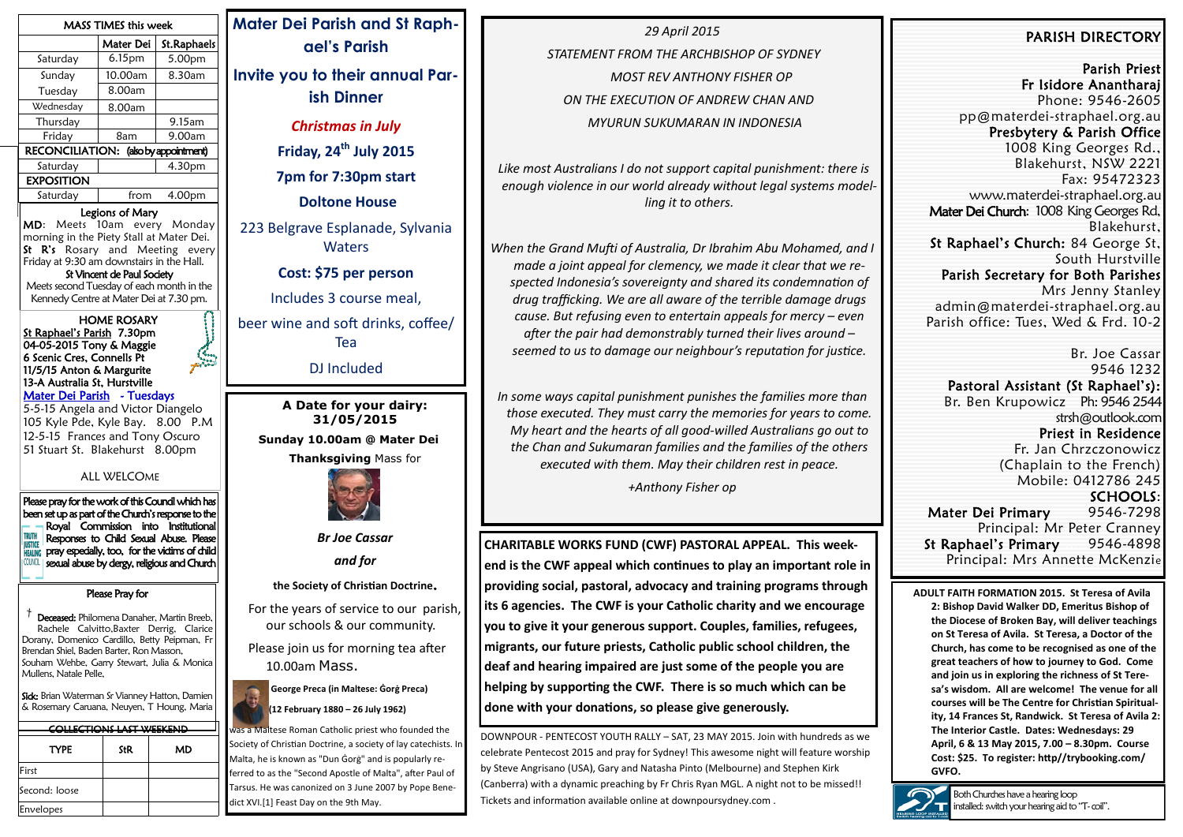## MASS TIMES this week

| | Mater Dei | St.Raphaels |
|---|---|---|
| Saturday | 6.15pm | 5.00pm |
| Sunday | 10.00am | 8.30am |
| Tuesday | 8.00am | |
| Wednesday | 8.00am | |
| Thursday | | 9.15am |
| Friday | 8am | 9.00am |
| **RECONCILIATION:** (also by appointment) | | |
| Saturday | | 4.30pm |
| **EXPOSITION** | | |
| Saturday | from | 4.00pm |

### Legions of Mary

**MD**: Meets 10am every Monday morning in the Piety Stall at Mater Dei. **St R's** Rosary and Meeting every Friday at 9:30 am downstairs in the Hall.

**St Vincent de Paul Society**

Meets second Tuesday of each month in the Kennedy Centre at Mater Dei at 7.30 pm.

### HOME ROSARY

St Raphael's Parish 7.30pm
04-05-2015 Tony & Maggie
6 Scenic Cres, Connells Pt
11/5/15 Anton & Margurite
13-A Australia St, Hurstville

Mater Dei Parish - Tuesdays
5-5-15 Angela and Victor Diangelo
105 Kyle Pde, Kyle Bay. 8.00 P.M
12-5-15 Frances and Tony Oscuro
51 Stuart St. Blakehurst 8.00pm

ALL WELCOME

Please pray for the work of this Council which has been set up as part of the Church's response to the Royal Commission into Institutional Responses to Child Sexual Abuse. Please pray especially, too, for the victims of child sexual abuse by clergy, religious and Church

TRUTH JUSTICE HEALING COUNCIL

### Please Pray for

† **Deceased:** Philomena Danaher, Martin Breeb, Rachele Calvitto,Baxter Derrig, Clarice Dorany, Domenico Cardillo, Betty Peipman, Fr Brendan Shiel, Baden Barter, Ron Masson, Souham Wehbe, Garry Stewart, Julia & Monica Mullens, Natale Pelle,

**Sick:** Brian Waterman Sr Vianney Hatton, Damien & Rosemary Caruana, Neuyen, T Houng, Maria

### COLLECTIONS LAST WEEKEND

| TYPE | StR | MD |
|---|---|---|
| First | | |
| Second: loose | | |
| Envelopes | | |

## Mater Dei Parish and St Raphael's Parish

**Invite you to their annual Parish Dinner**

***Christmas in July***

**Friday, 24th July 2015**

**7pm for 7:30pm start**

**Doltone House**

223 Belgrave Esplanade, Sylvania Waters

**Cost: $75 per person**

Includes 3 course meal,

beer wine and soft drinks, coffee/Tea

DJ Included

**A Date for your dairy: 31/05/2015**

**Sunday 10.00am @ Mater Dei**

**Thanksgiving** Mass for

***Br Joe Cassar***

***and for***

**the Society of Christian Doctrine.**

For the years of service to our parish, our schools & our community.

Please join us for morning tea after 10.00am Mass.

**George Preca (in Maltese: Ġorġ Preca)**

**(12 February 1880 – 26 July 1962)**

was a Maltese Roman Catholic priest who founded the Society of Christian Doctrine, a society of lay catechists. In Malta, he is known as "Dun Ġorġ" and is popularly referred to as the "Second Apostle of Malta", after Paul of Tarsus. He was canonized on 3 June 2007 by Pope Benedict XVI.[1] Feast Day on the 9th May.

*29 April 2015*

*STATEMENT FROM THE ARCHBISHOP OF SYDNEY*

*MOST REV ANTHONY FISHER OP*

*ON THE EXECUTION OF ANDREW CHAN AND MYURUN SUKUMARAN IN INDONESIA*

*Like most Australians I do not support capital punishment: there is enough violence in our world already without legal systems modelling it to others.*

*When the Grand Mufti of Australia, Dr Ibrahim Abu Mohamed, and I made a joint appeal for clemency, we made it clear that we respected Indonesia's sovereignty and shared its condemnation of drug trafficking. We are all aware of the terrible damage drugs cause. But refusing even to entertain appeals for mercy – even after the pair had demonstrably turned their lives around – seemed to us to damage our neighbour's reputation for justice.*

*In some ways capital punishment punishes the families more than those executed. They must carry the memories for years to come. My heart and the hearts of all good-willed Australians go out to the Chan and Sukumaran families and the families of the others executed with them. May their children rest in peace.*

*+Anthony Fisher op*

**CHARITABLE WORKS FUND (CWF) PASTORAL APPEAL. This weekend is the CWF appeal which continues to play an important role in providing social, pastoral, advocacy and training programs through its 6 agencies. The CWF is your Catholic charity and we encourage you to give it your generous support. Couples, families, refugees, migrants, our future priests, Catholic public school children, the deaf and hearing impaired are just some of the people you are helping by supporting the CWF. There is so much which can be done with your donations, so please give generously.**

DOWNPOUR - PENTECOST YOUTH RALLY – SAT, 23 MAY 2015. Join with hundreds as we celebrate Pentecost 2015 and pray for Sydney! This awesome night will feature worship by Steve Angrisano (USA), Gary and Natasha Pinto (Melbourne) and Stephen Kirk (Canberra) with a dynamic preaching by Fr Chris Ryan MGL. A night not to be missed!! Tickets and information available online at downpoursydney.com .

## PARISH DIRECTORY

**Parish Priest**
**Fr Isidore Anantharaj**
Phone: 9546-2605
pp@materdei-straphael.org.au
**Presbytery & Parish Office**
1008 King Georges Rd.,
Blakehurst, NSW 2221
Fax: 95472323
www.materdei-straphael.org.au
**Mater Dei Church:** 1008 King Georges Rd, Blakehurst,
**St Raphael's Church:** 84 George St, South Hurstville
**Parish Secretary for Both Parishes**
Mrs Jenny Stanley
admin@materdei-straphael.org.au
Parish office: Tues, Wed & Frd. 10-2

Br. Joe Cassar
9546 1232
**Pastoral Assistant (St Raphael's):**
Br. Ben Krupowicz Ph: 9546 2544
strsh@outlook.com
**Priest in Residence**
Fr. Jan Chrzczonowicz
(Chaplain to the French)
Mobile: 0412786 245
**SCHOOLS:**
**Mater Dei Primary** 9546-7298
Principal: Mr Peter Cranney
**St Raphael's Primary** 9546-4898
Principal: Mrs Annette McKenzie

**ADULT FAITH FORMATION 2015. St Teresa of Avila 2: Bishop David Walker DD, Emeritus Bishop of the Diocese of Broken Bay, will deliver teachings on St Teresa of Avila. St Teresa, a Doctor of the Church, has come to be recognised as one of the great teachers of how to journey to God. Come and join us in exploring the richness of St Teresa's wisdom. All are welcome! The venue for all courses will be The Centre for Christian Spirituality, 14 Frances St, Randwick. St Teresa of Avila 2: The Interior Castle. Dates: Wednesdays: 29 April, 6 & 13 May 2015, 7.00 – 8.30pm. Course Cost: $25. To register: http//trybooking.com/GVFO.**

Both Churches have a hearing loop installed: switch your hearing aid to "T- coil".